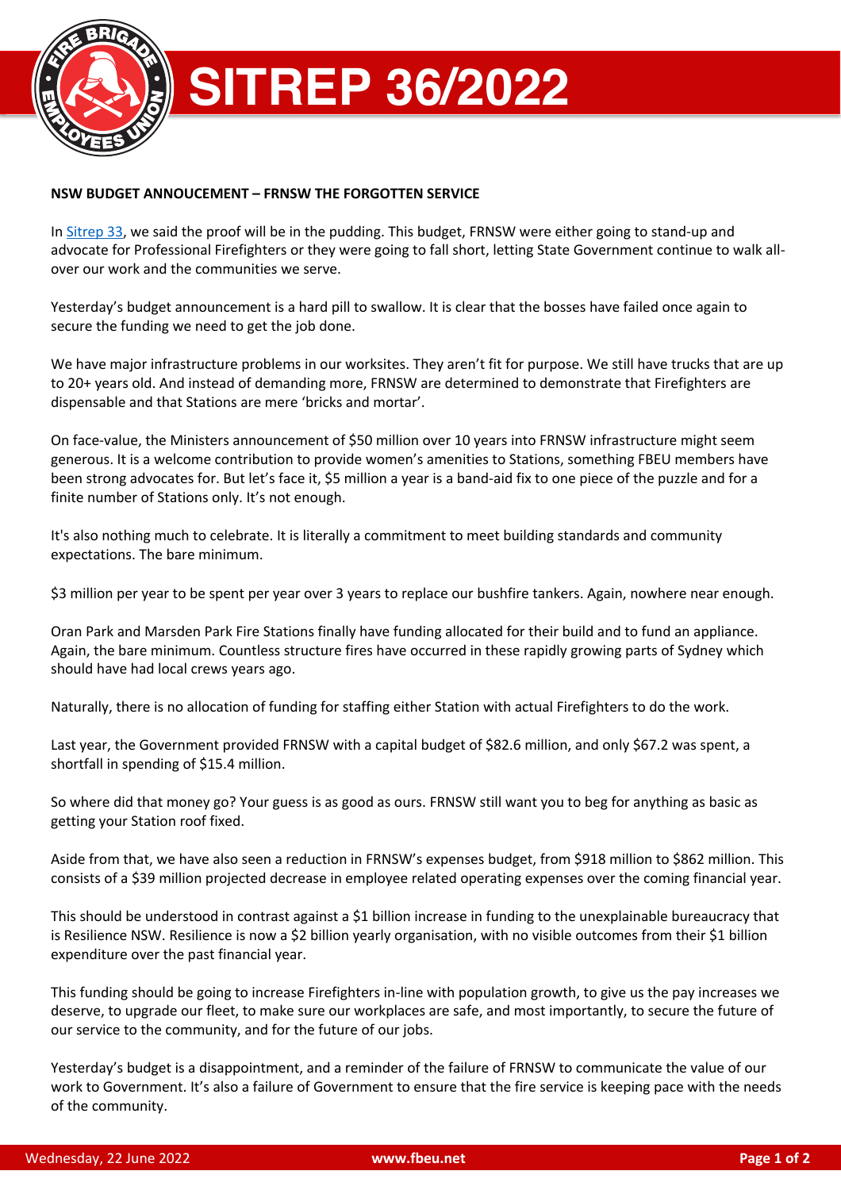# SITREP 36/2022

**NSW BUDGET ANNOUCEMENT – FRNSW THE FORGOTTEN SERVICE**

In Sitrep 33, we said the proof will be in the pudding. This budget, FRNSW were either going to stand-up and advocate for Professional Firefighters or they were going to fall short, letting State Government continue to walk all-over our work and the communities we serve.

Yesterday's budget announcement is a hard pill to swallow. It is clear that the bosses have failed once again to secure the funding we need to get the job done.

We have major infrastructure problems in our worksites. They aren't fit for purpose. We still have trucks that are up to 20+ years old. And instead of demanding more, FRNSW are determined to demonstrate that Firefighters are dispensable and that Stations are mere 'bricks and mortar'.

On face-value, the Ministers announcement of $50 million over 10 years into FRNSW infrastructure might seem generous. It is a welcome contribution to provide women's amenities to Stations, something FBEU members have been strong advocates for. But let's face it, $5 million a year is a band-aid fix to one piece of the puzzle and for a finite number of Stations only. It's not enough.

It's also nothing much to celebrate. It is literally a commitment to meet building standards and community expectations. The bare minimum.

$3 million per year to be spent per year over 3 years to replace our bushfire tankers. Again, nowhere near enough.

Oran Park and Marsden Park Fire Stations finally have funding allocated for their build and to fund an appliance. Again, the bare minimum. Countless structure fires have occurred in these rapidly growing parts of Sydney which should have had local crews years ago.

Naturally, there is no allocation of funding for staffing either Station with actual Firefighters to do the work.

Last year, the Government provided FRNSW with a capital budget of $82.6 million, and only $67.2 was spent, a shortfall in spending of $15.4 million.

So where did that money go? Your guess is as good as ours. FRNSW still want you to beg for anything as basic as getting your Station roof fixed.

Aside from that, we have also seen a reduction in FRNSW's expenses budget, from $918 million to $862 million. This consists of a $39 million projected decrease in employee related operating expenses over the coming financial year.

This should be understood in contrast against a $1 billion increase in funding to the unexplainable bureaucracy that is Resilience NSW. Resilience is now a $2 billion yearly organisation, with no visible outcomes from their $1 billion expenditure over the past financial year.

This funding should be going to increase Firefighters in-line with population growth, to give us the pay increases we deserve, to upgrade our fleet, to make sure our workplaces are safe, and most importantly, to secure the future of our service to the community, and for the future of our jobs.

Yesterday's budget is a disappointment, and a reminder of the failure of FRNSW to communicate the value of our work to Government. It's also a failure of Government to ensure that the fire service is keeping pace with the needs of the community.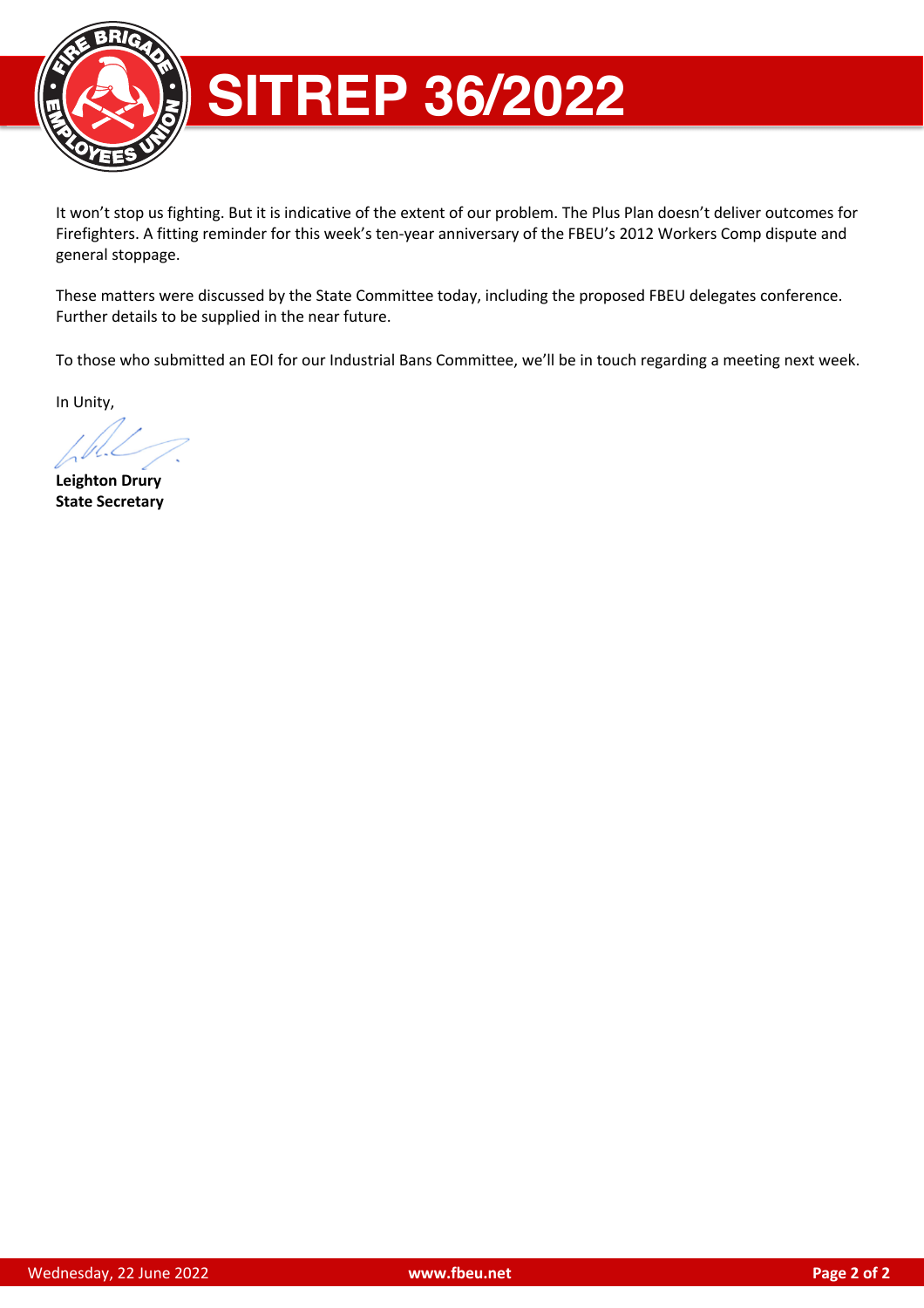# SITREP 36/2022

It won't stop us fighting. But it is indicative of the extent of our problem. The Plus Plan doesn't deliver outcomes for Firefighters. A fitting reminder for this week's ten-year anniversary of the FBEU's 2012 Workers Comp dispute and general stoppage.

These matters were discussed by the State Committee today, including the proposed FBEU delegates conference. Further details to be supplied in the near future.

To those who submitted an EOI for our Industrial Bans Committee, we'll be in touch regarding a meeting next week.

In Unity,

**Leighton Drury**
**State Secretary**